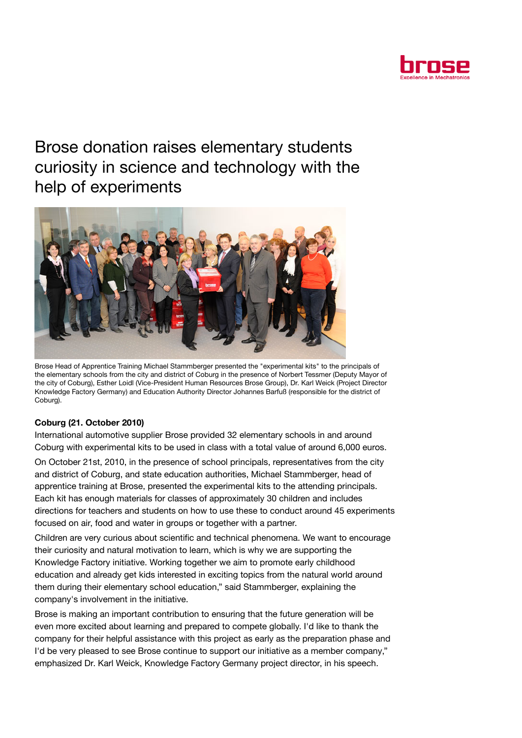# Brose donation raises elementary students curiosity in science and technology with the help of experiments

Brose Head of Apprentice Training Michael Stammberger presented the "experimental kits" to the principals of the elementary schools from the city and district of Coburg in the presence of Norbert Tessmer (Deputy Mayor of the city of Coburg), Esther Loidl (Vice-President Human Resources Brose Group), Dr. Karl Weick (Project Director Knowledge Factory Germany) and Education Authority Director Johannes Barfuß (responsible for the district of Coburg).

**Coburg (21. October 2010)**

International automotive supplier Brose provided 32 elementary schools in and around Coburg with experimental kits to be used in class with a total value of around 6,000 euros.

On October 21st, 2010, in the presence of school principals, representatives from the city and district of Coburg, and state education authorities, Michael Stammberger, head of apprentice training at Brose, presented the experimental kits to the attending principals. Each kit has enough materials for classes of approximately 30 children and includes directions for teachers and students on how to use these to conduct around 45 experiments focused on air, food and water in groups or together with a partner.

Children are very curious about scientific and technical phenomena. We want to encourage their curiosity and natural motivation to learn, which is why we are supporting the Knowledge Factory initiative. Working together we aim to promote early childhood education and already get kids interested in exciting topics from the natural world around them during their elementary school education," said Stammberger, explaining the company's involvement in the initiative.

Brose is making an important contribution to ensuring that the future generation will be even more excited about learning and prepared to compete globally. I'd like to thank the company for their helpful assistance with this project as early as the preparation phase and I'd be very pleased to see Brose continue to support our initiative as a member company," emphasized Dr. Karl Weick, Knowledge Factory Germany project director, in his speech.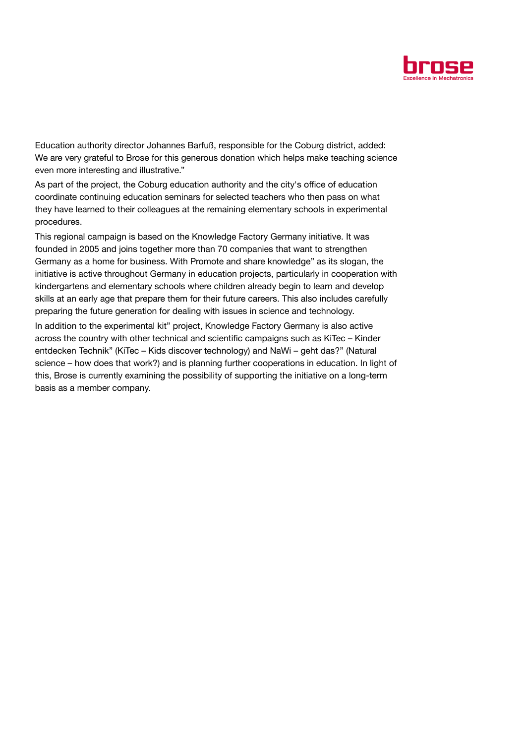Education authority director Johannes Barfuß, responsible for the Coburg district, added: We are very grateful to Brose for this generous donation which helps make teaching science even more interesting and illustrative."

As part of the project, the Coburg education authority and the city's office of education coordinate continuing education seminars for selected teachers who then pass on what they have learned to their colleagues at the remaining elementary schools in experimental procedures.

This regional campaign is based on the Knowledge Factory Germany initiative. It was founded in 2005 and joins together more than 70 companies that want to strengthen Germany as a home for business. With Promote and share knowledge" as its slogan, the initiative is active throughout Germany in education projects, particularly in cooperation with kindergartens and elementary schools where children already begin to learn and develop skills at an early age that prepare them for their future careers. This also includes carefully preparing the future generation for dealing with issues in science and technology.

In addition to the experimental kit" project, Knowledge Factory Germany is also active across the country with other technical and scientific campaigns such as KiTec – Kinder entdecken Technik" (KiTec – Kids discover technology) and NaWi – geht das?" (Natural science – how does that work?) and is planning further cooperations in education. In light of this, Brose is currently examining the possibility of supporting the initiative on a long-term basis as a member company.